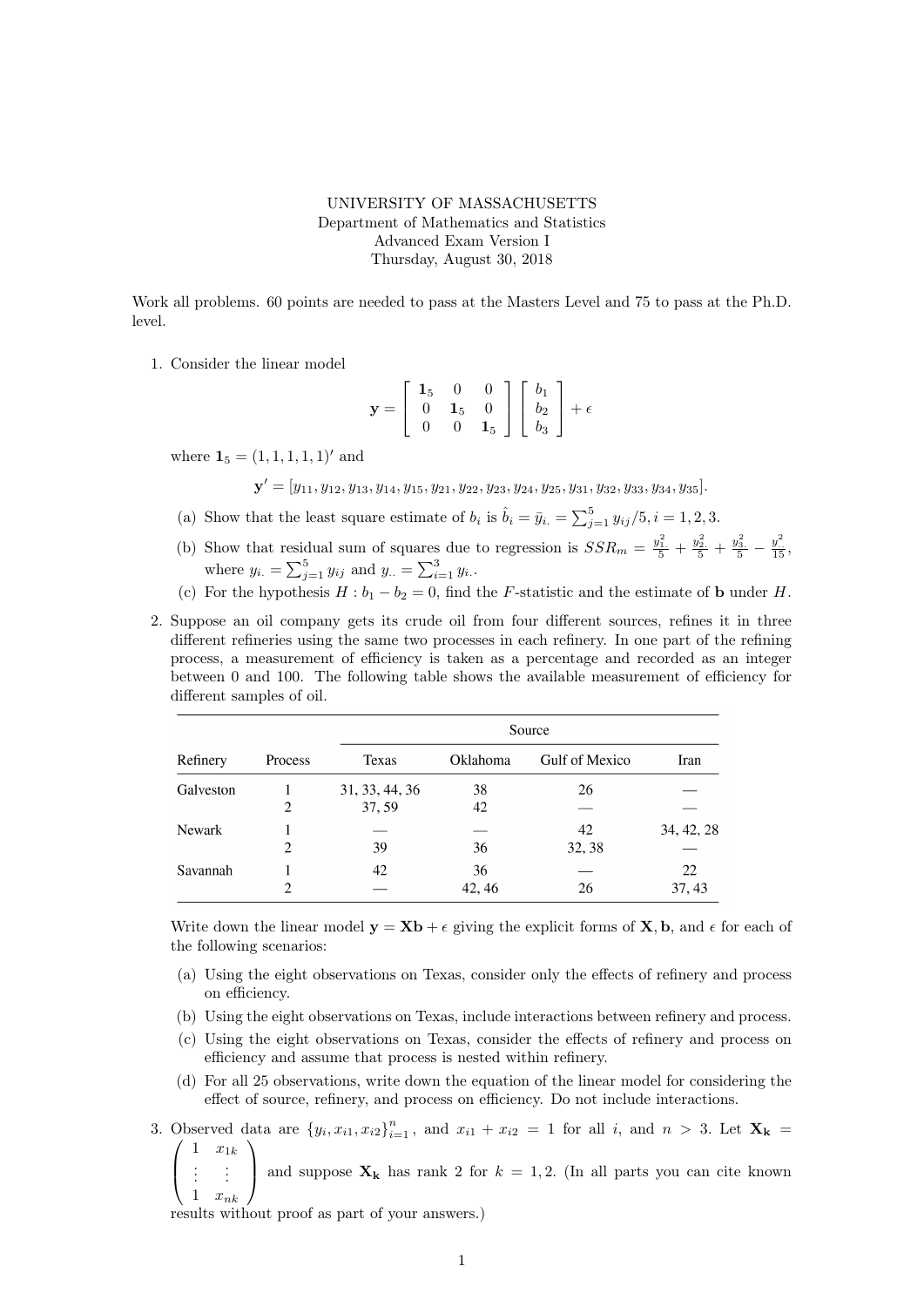UNIVERSITY OF MASSACHUSETTS
Department of Mathematics and Statistics
Advanced Exam Version I
Thursday, August 30, 2018

Work all problems. 60 points are needed to pass at the Masters Level and 75 to pass at the Ph.D. level.

1. Consider the linear model

$$\mathbf{y} = \begin{bmatrix} \mathbf{1}_5 & 0 & 0 \\ 0 & \mathbf{1}_5 & 0 \\ 0 & 0 & \mathbf{1}_5 \end{bmatrix} \begin{bmatrix} b_1 \\ b_2 \\ b_3 \end{bmatrix} + \epsilon$$

where $\mathbf{1}_5 = (1, 1, 1, 1, 1)'$ and

$$\mathbf{y}' = [y_{11}, y_{12}, y_{13}, y_{14}, y_{15}, y_{21}, y_{22}, y_{23}, y_{24}, y_{25}, y_{31}, y_{32}, y_{33}, y_{34}, y_{35}].$$

   (a) Show that the least square estimate of $b_i$ is $\hat{b}_i = \bar{y}_{i.} = \sum_{j=1}^{5} y_{ij}/5, i = 1, 2, 3.$

   (b) Show that residual sum of squares due to regression is $SSR_m = \frac{y_{1.}^2}{5} + \frac{y_{2.}^2}{5} + \frac{y_{3.}^2}{5} - \frac{y_{..}^2}{15}$, where $y_{i.} = \sum_{j=1}^{5} y_{ij}$ and $y_{..} = \sum_{i=1}^{3} y_{i.}$.

   (c) For the hypothesis $H : b_1 - b_2 = 0$, find the $F$-statistic and the estimate of $\mathbf{b}$ under $H$.

2. Suppose an oil company gets its crude oil from four different sources, refines it in three different refineries using the same two processes in each refinery. In one part of the refining process, a measurement of efficiency is taken as a percentage and recorded as an integer between 0 and 100. The following table shows the available measurement of efficiency for different samples of oil.

| | | Source | | | |
|---|---|---|---|---|---|
| Refinery | Process | Texas | Oklahoma | Gulf of Mexico | Iran |
| Galveston | 1 | 31, 33, 44, 36 | 38 | 26 | — |
| | 2 | 37, 59 | 42 | — | — |
| Newark | 1 | — | — | 42 | 34, 42, 28 |
| | 2 | 39 | 36 | 32, 38 | — |
| Savannah | 1 | 42 | 36 | — | 22 |
| | 2 | — | 42, 46 | 26 | 37, 43 |

Write down the linear model $\mathbf{y} = \mathbf{X}\mathbf{b} + \epsilon$ giving the explicit forms of $\mathbf{X}, \mathbf{b}$, and $\epsilon$ for each of the following scenarios:

   (a) Using the eight observations on Texas, consider only the effects of refinery and process on efficiency.

   (b) Using the eight observations on Texas, include interactions between refinery and process.

   (c) Using the eight observations on Texas, consider the effects of refinery and process on efficiency and assume that process is nested within refinery.

   (d) For all 25 observations, write down the equation of the linear model for considering the effect of source, refinery, and process on efficiency. Do not include interactions.

3. Observed data are $\{y_i, x_{i1}, x_{i2}\}_{i=1}^{n}$, and $x_{i1} + x_{i2} = 1$ for all $i$, and $n > 3$. Let $\mathbf{X_k} = \begin{pmatrix} 1 & x_{1k} \\ \vdots & \vdots \\ 1 & x_{nk} \end{pmatrix}$ and suppose $\mathbf{X_k}$ has rank 2 for $k = 1, 2$. (In all parts you can cite known results without proof as part of your answers.)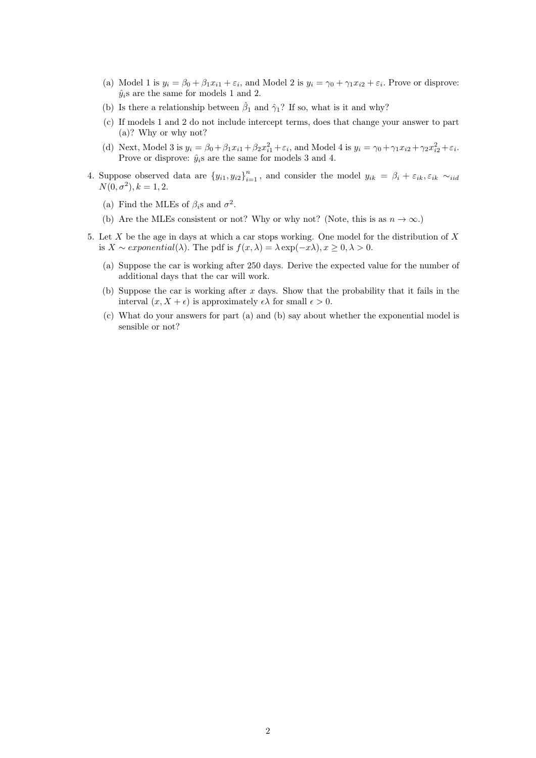(a) Model 1 is $y_i = \beta_0 + \beta_1 x_{i1} + \varepsilon_i$, and Model 2 is $y_i = \gamma_0 + \gamma_1 x_{i2} + \varepsilon_i$. Prove or disprove: $\hat{y}_i$s are the same for models 1 and 2.

(b) Is there a relationship between $\hat{\beta}_1$ and $\hat{\gamma}_1$? If so, what is it and why?

(c) If models 1 and 2 do not include intercept terms, does that change your answer to part (a)? Why or why not?

(d) Next, Model 3 is $y_i = \beta_0 + \beta_1 x_{i1} + \beta_2 x_{i1}^2 + \varepsilon_i$, and Model 4 is $y_i = \gamma_0 + \gamma_1 x_{i2} + \gamma_2 x_{i2}^2 + \varepsilon_i$. Prove or disprove: $\hat{y}_i$s are the same for models 3 and 4.

4. Suppose observed data are $\{y_{i1}, y_{i2}\}_{i=1}^{n}$, and consider the model $y_{ik} = \beta_i + \varepsilon_{ik}, \varepsilon_{ik} \sim_{iid} N(0, \sigma^2), k = 1, 2$.

   (a) Find the MLEs of $\beta_i$s and $\sigma^2$.

   (b) Are the MLEs consistent or not? Why or why not? (Note, this is as $n \to \infty$.)

5. Let $X$ be the age in days at which a car stops working. One model for the distribution of $X$ is $X \sim \textit{exponential}(\lambda)$. The pdf is $f(x, \lambda) = \lambda \exp(-x\lambda), x \geq 0, \lambda > 0$.

   (a) Suppose the car is working after 250 days. Derive the expected value for the number of additional days that the car will work.

   (b) Suppose the car is working after $x$ days. Show that the probability that it fails in the interval $(x, X + \epsilon)$ is approximately $\epsilon\lambda$ for small $\epsilon > 0$.

   (c) What do your answers for part (a) and (b) say about whether the exponential model is sensible or not?